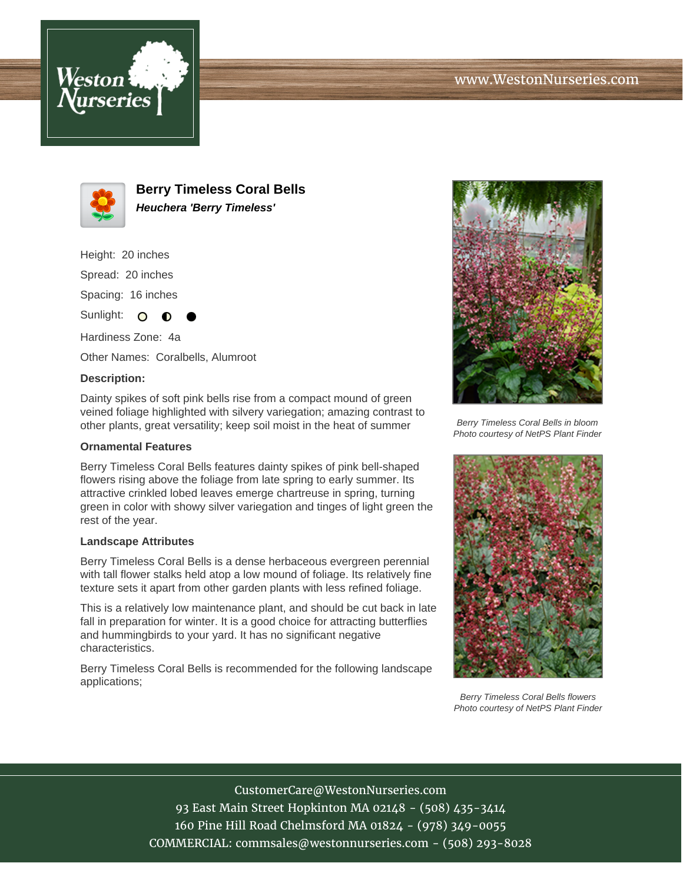# Berry Timeless Coral Bells

***Heuchera 'Berry Timeless'***

Height: 20 inches

Spread: 20 inches

Spacing: 16 inches

Sunlight: ○ ◐ ●

Hardiness Zone: 4a

Other Names: Coralbells, Alumroot

**Description:**

Dainty spikes of soft pink bells rise from a compact mound of green veined foliage highlighted with silvery variegation; amazing contrast to other plants, great versatility; keep soil moist in the heat of summer

**Ornamental Features**

Berry Timeless Coral Bells features dainty spikes of pink bell-shaped flowers rising above the foliage from late spring to early summer. Its attractive crinkled lobed leaves emerge chartreuse in spring, turning green in color with showy silver variegation and tinges of light green the rest of the year.

**Landscape Attributes**

Berry Timeless Coral Bells is a dense herbaceous evergreen perennial with tall flower stalks held atop a low mound of foliage. Its relatively fine texture sets it apart from other garden plants with less refined foliage.

This is a relatively low maintenance plant, and should be cut back in late fall in preparation for winter. It is a good choice for attracting butterflies and hummingbirds to your yard. It has no significant negative characteristics.

Berry Timeless Coral Bells is recommended for the following landscape applications;

*Berry Timeless Coral Bells in bloom*
*Photo courtesy of NetPS Plant Finder*

*Berry Timeless Coral Bells flowers*
*Photo courtesy of NetPS Plant Finder*

CustomerCare@WestonNurseries.com
93 East Main Street Hopkinton MA 02148 - (508) 435-3414
160 Pine Hill Road Chelmsford MA 01824 - (978) 349-0055
COMMERCIAL: commsales@westonnurseries.com - (508) 293-8028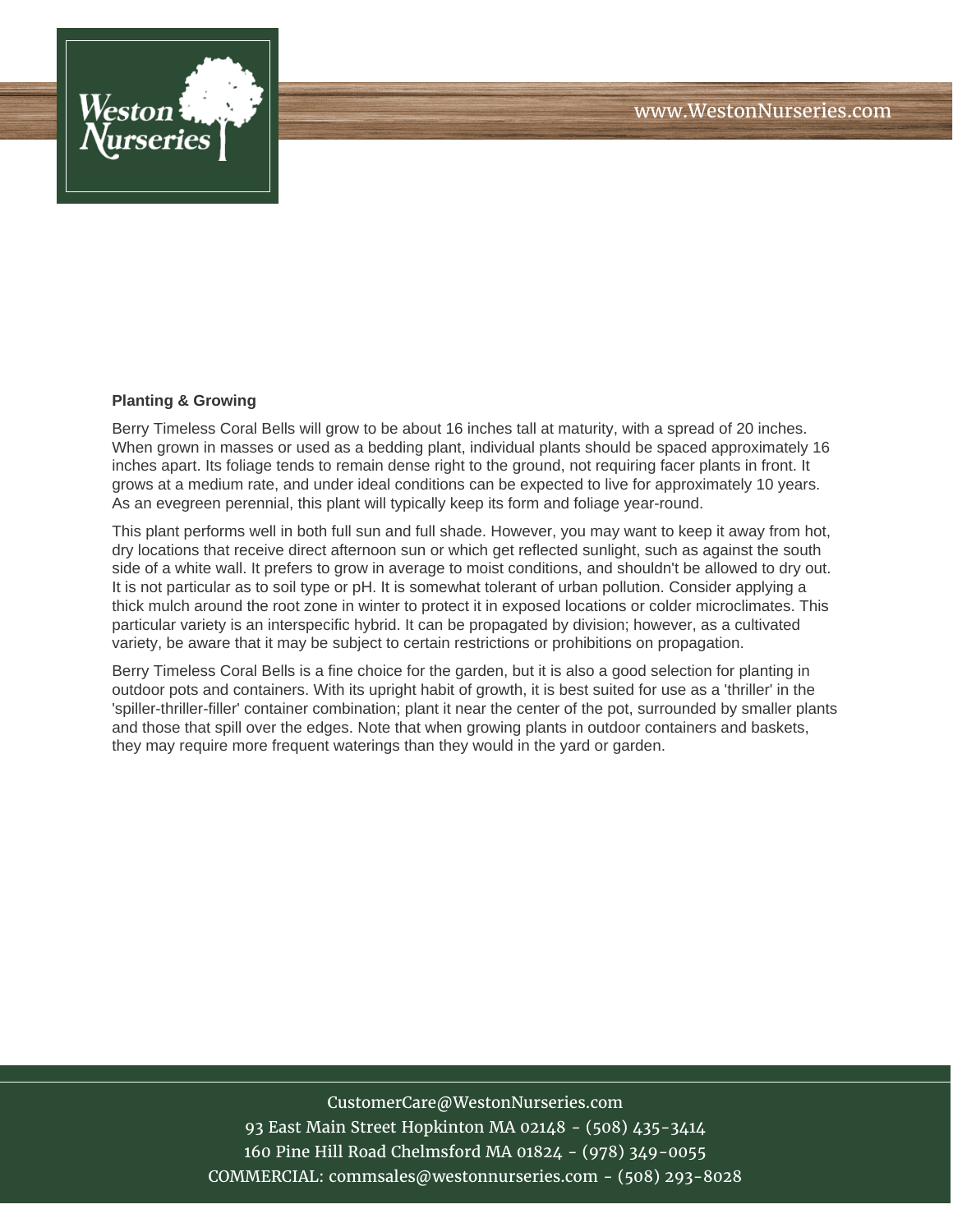**Planting & Growing**

Berry Timeless Coral Bells will grow to be about 16 inches tall at maturity, with a spread of 20 inches. When grown in masses or used as a bedding plant, individual plants should be spaced approximately 16 inches apart. Its foliage tends to remain dense right to the ground, not requiring facer plants in front. It grows at a medium rate, and under ideal conditions can be expected to live for approximately 10 years. As an evegreen perennial, this plant will typically keep its form and foliage year-round.

This plant performs well in both full sun and full shade. However, you may want to keep it away from hot, dry locations that receive direct afternoon sun or which get reflected sunlight, such as against the south side of a white wall. It prefers to grow in average to moist conditions, and shouldn't be allowed to dry out. It is not particular as to soil type or pH. It is somewhat tolerant of urban pollution. Consider applying a thick mulch around the root zone in winter to protect it in exposed locations or colder microclimates. This particular variety is an interspecific hybrid. It can be propagated by division; however, as a cultivated variety, be aware that it may be subject to certain restrictions or prohibitions on propagation.

Berry Timeless Coral Bells is a fine choice for the garden, but it is also a good selection for planting in outdoor pots and containers. With its upright habit of growth, it is best suited for use as a 'thriller' in the 'spiller-thriller-filler' container combination; plant it near the center of the pot, surrounded by smaller plants and those that spill over the edges. Note that when growing plants in outdoor containers and baskets, they may require more frequent waterings than they would in the yard or garden.